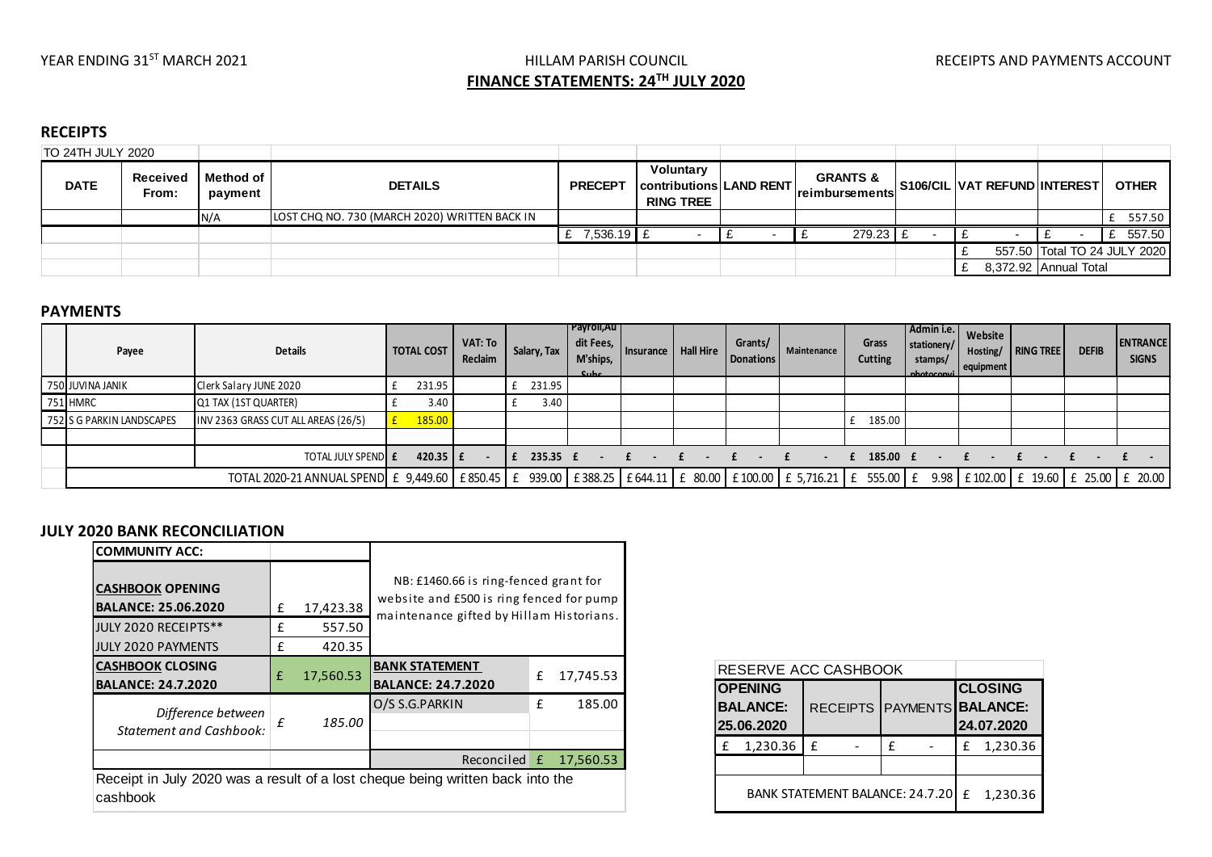YEAR ENDING 31[ST] MARCH 2021

HILLAM PARISH COUNCIL

RECEIPTS AND PAYMENTS ACCOUNT

**FINANCE STATEMENTS: 24[TH] JULY 2020**

## RECEIPTS

| TO 24TH JULY 2020 | | | | | | | | | | | |
|---|---|---|---|---|---|---|---|---|---|---|---|
| **DATE** | **Received From:** | **Method of payment** | **DETAILS** | **PRECEPT** | **Voluntary contributions RING TREE** | **LAND RENT** | **GRANTS & reimbursements** | **S106/CIL** | **VAT REFUND** | **INTEREST** | **OTHER** |
| | | N/A | LOST CHQ NO. 730 (MARCH 2020) WRITTEN BACK IN | | | | | | | | £ 557.50 |
| | | | | £ 7,536.19 | £ - | £ - | £ 279.23 | £ - | £ - | £ - | £ 557.50 |
| | | | | | | | | | £ 557.50 | Total TO 24 JULY 2020 | |
| | | | | | | | | | £ 8,372.92 | Annual Total | |

## PAYMENTS

| | Payee | Details | TOTAL COST | VAT: To Reclaim | Salary, Tax | Payroll,Audit Fees, M'ships, Subs | Insurance | Hall Hire | Grants/ Donations | Maintenance | Grass Cutting | Admin i.e. stationery/ stamps/ photocopy | Website Hosting/ equipment | RING TREE | DEFIB | ENTRANCE SIGNS |
|---|---|---|---|---|---|---|---|---|---|---|---|---|---|---|---|---|
| 750 | JUVINA JANIK | Clerk Salary JUNE 2020 | £ 231.95 | | £ 231.95 | | | | | | | | | | | |
| 751 | HMRC | Q1 TAX (1ST QUARTER) | £ 3.40 | | £ 3.40 | | | | | | | | | | | |
| 752 | S G PARKIN LANDSCAPES | INV 2363 GRASS CUT ALL AREAS (26/5) | £ 185.00 | | | | | | | | £ 185.00 | | | | | |
| | | | | | | | | | | | | | | | | |
| | | TOTAL JULY SPEND | £ 420.35 | £ - | £ 235.35 | £ - | £ - | £ - | £ - | £ - | £ 185.00 | £ - | £ - | £ - | £ - | £ - |
| | | TOTAL 2020-21 ANNUAL SPEND | £ 9,449.60 | £ 850.45 | £ 939.00 | £ 388.25 | £ 644.11 | £ 80.00 | £ 100.00 | £ 5,716.21 | £ 555.00 | £ 9.98 | £ 102.00 | £ 19.60 | £ 25.00 | £ 20.00 |

## JULY 2020 BANK RECONCILIATION

| COMMUNITY ACC: | | | |
|---|---|---|---|
| **CASHBOOK OPENING BALANCE: 25.06.2020** | £ 17,423.38 | NB: £1460.66 is ring-fenced grant for website and £500 is ring fenced for pump maintenance gifted by Hillam Historians. | |
| JULY 2020 RECEIPTS** | £ 557.50 | | |
| JULY 2020 PAYMENTS | £ 420.35 | | |
| **CASHBOOK CLOSING BALANCE: 24.7.2020** | £ 17,560.53 | **BANK STATEMENT BALANCE: 24.7.2020** | £ 17,745.53 |
| *Difference between Statement and Cashbook:* | *£ 185.00* | O/S S.G.PARKIN | £ 185.00 |
| | | Reconciled | £ 17,560.53 |

Receipt in July 2020 was a result of a lost cheque being written back into the cashbook

| RESERVE ACC CASHBOOK | | | |
|---|---|---|---|
| **OPENING BALANCE: 25.06.2020** | RECEIPTS | PAYMENTS | **CLOSING BALANCE: 24.07.2020** |
| £ 1,230.36 | £ - | £ - | £ 1,230.36 |
| BANK STATEMENT BALANCE: 24.7.20 | | | £ 1,230.36 |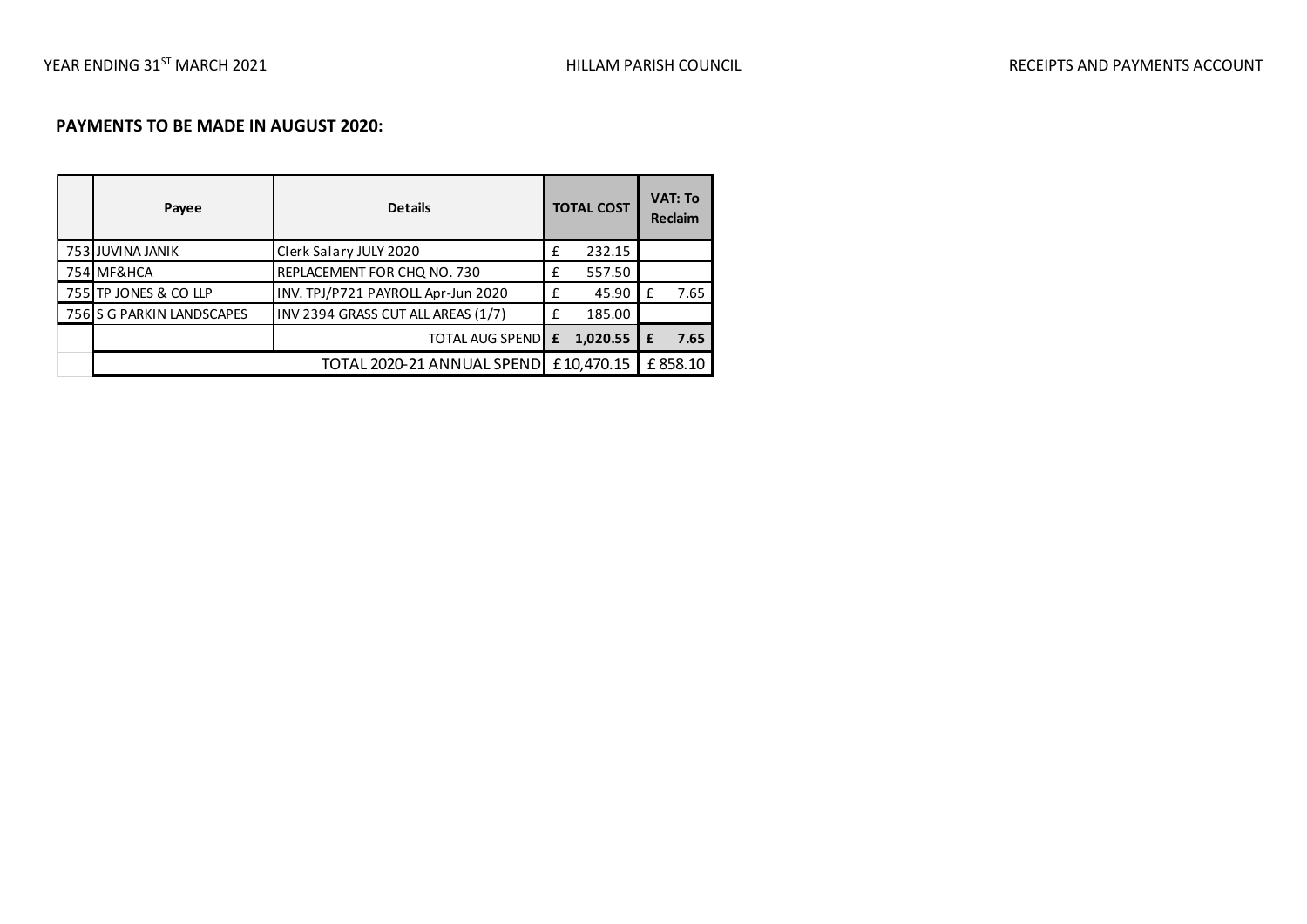YEAR ENDING 31ST MARCH 2021 HILLAM PARISH COUNCIL RECEIPTS AND PAYMENTS ACCOUNT

**PAYMENTS TO BE MADE IN AUGUST 2020:**

| | Payee | Details | TOTAL COST | VAT: To Reclaim |
|---|---|---|---|---|
| 753 | JUVINA JANIK | Clerk Salary JULY 2020 | £ 232.15 | |
| 754 | MF&HCA | REPLACEMENT FOR CHQ NO. 730 | £ 557.50 | |
| 755 | TP JONES & CO LLP | INV. TPJ/P721 PAYROLL Apr-Jun 2020 | £ 45.90 | £ 7.65 |
| 756 | S G PARKIN LANDSCAPES | INV 2394 GRASS CUT ALL AREAS (1/7) | £ 185.00 | |
| | | TOTAL AUG SPEND | **£ 1,020.55** | **£ 7.65** |
| | TOTAL 2020-21 ANNUAL SPEND | | £10,470.15 | £858.10 |